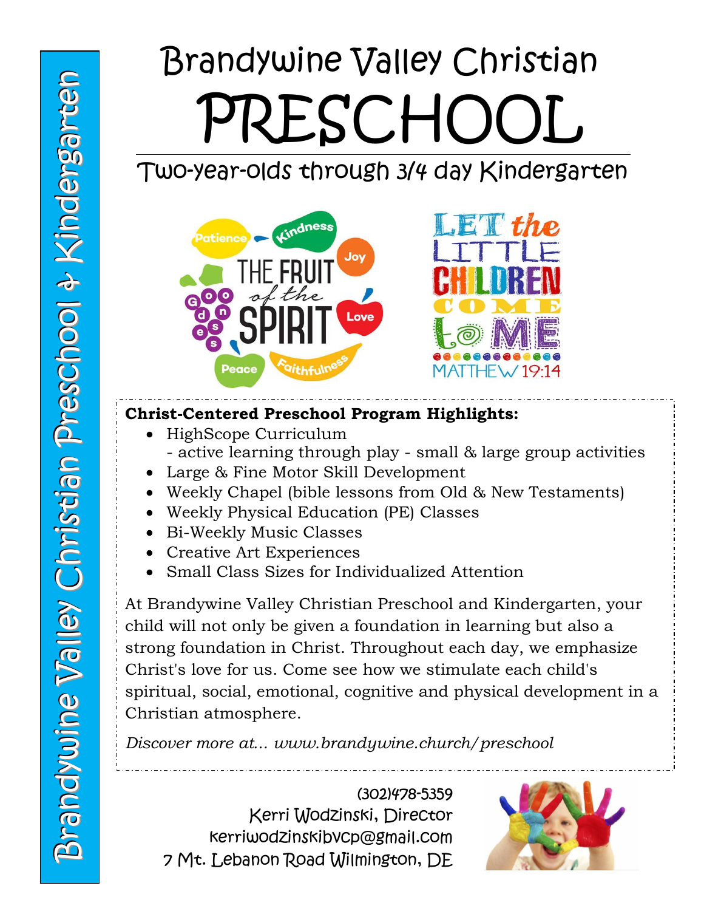Brandywine Valley Christian Preschool & Kindergarten

# Brandywine Valley Christian PRESCHOOL

## Two-year-olds through 3/4 day Kindergarten

**Christ-Centered Preschool Program Highlights:**

- HighScope Curriculum
  - active learning through play - small & large group activities
- Large & Fine Motor Skill Development
- Weekly Chapel (bible lessons from Old & New Testaments)
- Weekly Physical Education (PE) Classes
- Bi-Weekly Music Classes
- Creative Art Experiences
- Small Class Sizes for Individualized Attention

At Brandywine Valley Christian Preschool and Kindergarten, your child will not only be given a foundation in learning but also a strong foundation in Christ. Throughout each day, we emphasize Christ's love for us. Come see how we stimulate each child's spiritual, social, emotional, cognitive and physical development in a Christian atmosphere.

*Discover more at... www.brandywine.church/preschool*

(302)478-5359
Kerri Wodzinski, Director
kerriwodzinskibvcp@gmail.com
7 Mt. Lebanon Road Wilmington, DE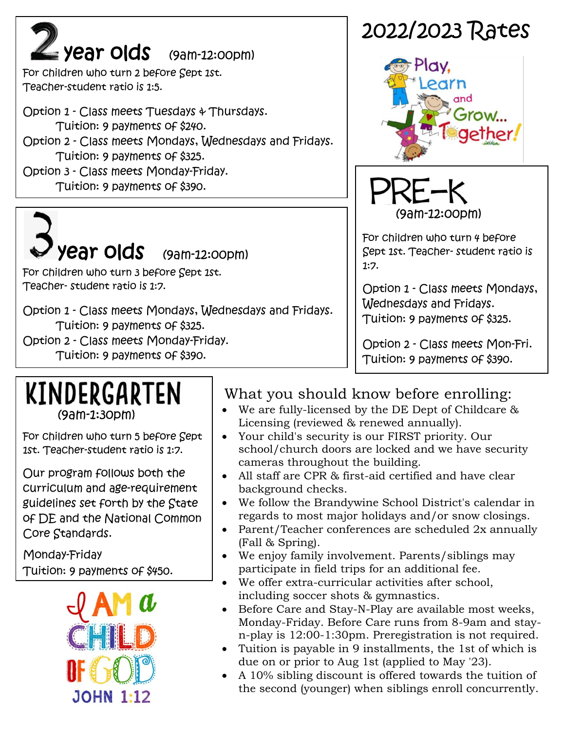# 2022/2023 Rates

## 2 year olds (9am-12:00pm)

For children who turn 2 before Sept 1st.
Teacher-student ratio is 1:5.

Option 1 - Class meets Tuesdays & Thursdays.
Tuition: 9 payments of $240.

Option 2 - Class meets Mondays, Wednesdays and Fridays.
Tuition: 9 payments of $325.

Option 3 - Class meets Monday-Friday.
Tuition: 9 payments of $390.

## 3 year olds (9am-12:00pm)

For children who turn 3 before Sept 1st.
Teacher- student ratio is 1:7.

Option 1 - Class meets Mondays, Wednesdays and Fridays.
Tuition: 9 payments of $325.

Option 2 - Class meets Monday-Friday.
Tuition: 9 payments of $390.

Play, Learn and Grow... Together!

## PRE-K (9am-12:00pm)

For children who turn 4 before Sept 1st. Teacher- student ratio is 1:7.

Option 1 - Class meets Mondays, Wednesdays and Fridays.
Tuition: 9 payments of $325.

Option 2 - Class meets Mon-Fri.
Tuition: 9 payments of $390.

## KINDERGARTEN (9am-1:30pm)

For children who turn 5 before Sept 1st. Teacher-student ratio is 1:7.

Our program follows both the curriculum and age-requirement guidelines set forth by the State of DE and the National Common Core Standards.

Monday-Friday
Tuition: 9 payments of $450.

I AM a CHILD OF GOD
JOHN 1:12

## What you should know before enrolling:

- We are fully-licensed by the DE Dept of Childcare & Licensing (reviewed & renewed annually).
- Your child's security is our FIRST priority. Our school/church doors are locked and we have security cameras throughout the building.
- All staff are CPR & first-aid certified and have clear background checks.
- We follow the Brandywine School District's calendar in regards to most major holidays and/or snow closings.
- Parent/Teacher conferences are scheduled 2x annually (Fall & Spring).
- We enjoy family involvement. Parents/siblings may participate in field trips for an additional fee.
- We offer extra-curricular activities after school, including soccer shots & gymnastics.
- Before Care and Stay-N-Play are available most weeks, Monday-Friday. Before Care runs from 8-9am and stay-n-play is 12:00-1:30pm. Preregistration is not required.
- Tuition is payable in 9 installments, the 1st of which is due on or prior to Aug 1st (applied to May '23).
- A 10% sibling discount is offered towards the tuition of the second (younger) when siblings enroll concurrently.